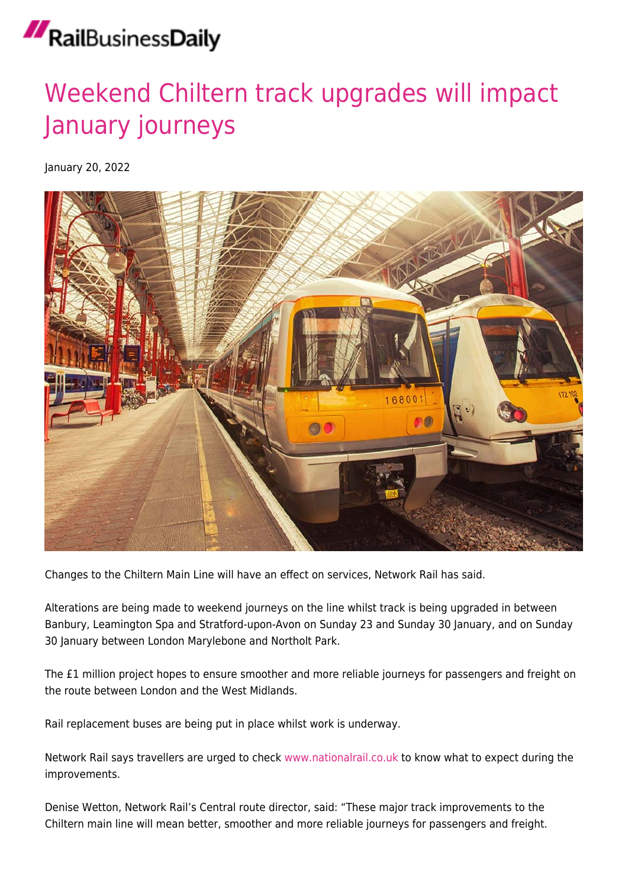RailBusinessDaily

# Weekend Chiltern track upgrades will impact January journeys

January 20, 2022

Changes to the Chiltern Main Line will have an effect on services, Network Rail has said.

Alterations are being made to weekend journeys on the line whilst track is being upgraded in between Banbury, Leamington Spa and Stratford-upon-Avon on Sunday 23 and Sunday 30 January, and on Sunday 30 January between London Marylebone and Northolt Park.

The £1 million project hopes to ensure smoother and more reliable journeys for passengers and freight on the route between London and the West Midlands.

Rail replacement buses are being put in place whilst work is underway.

Network Rail says travellers are urged to check www.nationalrail.co.uk to know what to expect during the improvements.

Denise Wetton, Network Rail's Central route director, said: "These major track improvements to the Chiltern main line will mean better, smoother and more reliable journeys for passengers and freight.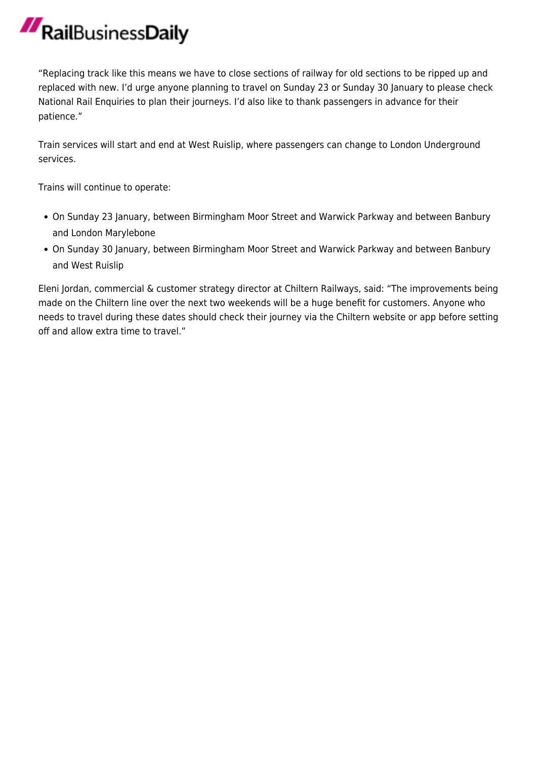"Replacing track like this means we have to close sections of railway for old sections to be ripped up and replaced with new. I'd urge anyone planning to travel on Sunday 23 or Sunday 30 January to please check National Rail Enquiries to plan their journeys. I'd also like to thank passengers in advance for their patience."

Train services will start and end at West Ruislip, where passengers can change to London Underground services.

Trains will continue to operate:

- On Sunday 23 January, between Birmingham Moor Street and Warwick Parkway and between Banbury and London Marylebone
- On Sunday 30 January, between Birmingham Moor Street and Warwick Parkway and between Banbury and West Ruislip

Eleni Jordan, commercial & customer strategy director at Chiltern Railways, said: "The improvements being made on the Chiltern line over the next two weekends will be a huge benefit for customers. Anyone who needs to travel during these dates should check their journey via the Chiltern website or app before setting off and allow extra time to travel."